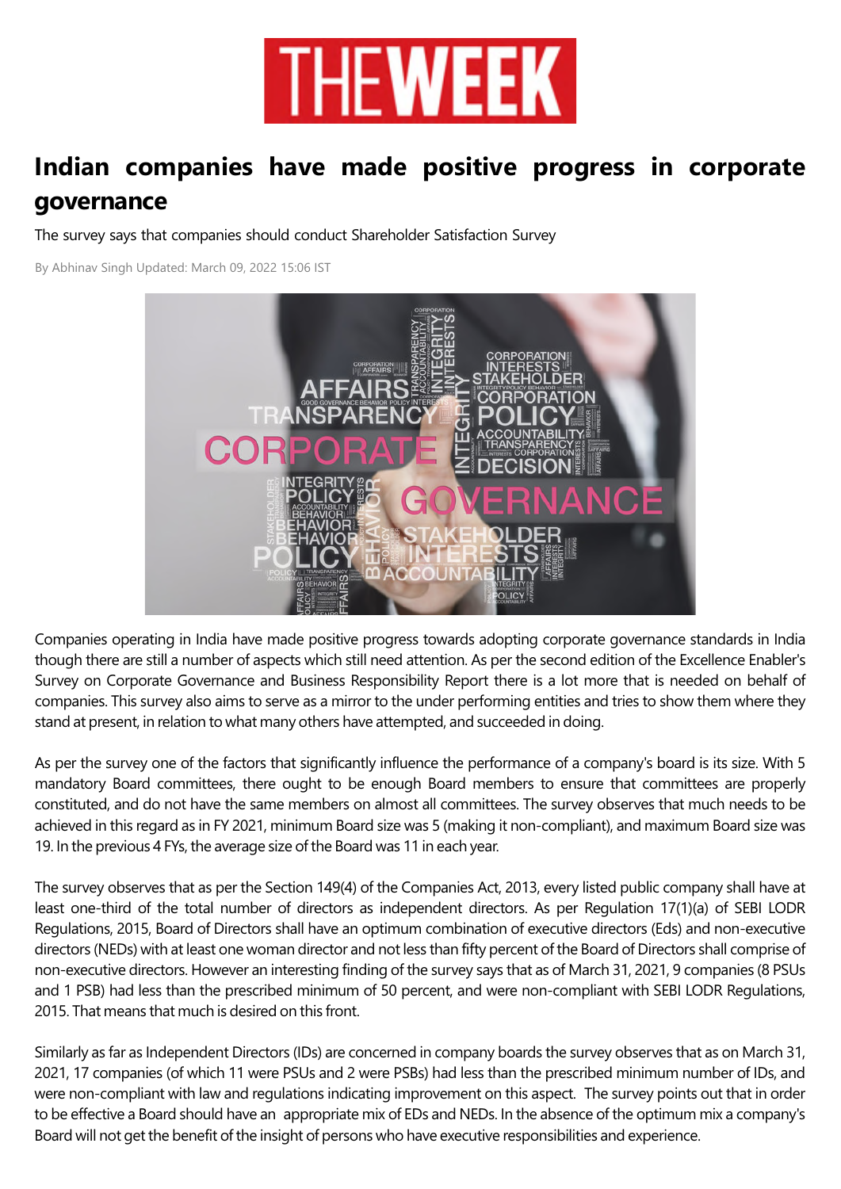# Indian companies have made positive progress in corporate governance

The survey says that companies should conduct Shareholder Satisfaction Survey

By Abhinav Singh Updated: March 09, 2022 15:06 IST

Companies operating in India have made positive progress towards adopting corporate governance standards in India though there are still a number of aspects which still need attention. As per the second edition of the Excellence Enabler's Survey on Corporate Governance and Business Responsibility Report there is a lot more that is needed on behalf of companies. This survey also aims to serve as a mirror to the under performing entities and tries to show them where they stand at present, in relation to what many others have attempted, and succeeded in doing.

As per the survey one of the factors that significantly influence the performance of a company's board is its size. With 5 mandatory Board committees, there ought to be enough Board members to ensure that committees are properly constituted, and do not have the same members on almost all committees. The survey observes that much needs to be achieved in this regard as in FY 2021, minimum Board size was 5 (making it non-compliant), and maximum Board size was 19. In the previous 4 FYs, the average size of the Board was 11 in each year.

The survey observes that as per the Section 149(4) of the Companies Act, 2013, every listed public company shall have at least one-third of the total number of directors as independent directors. As per Regulation 17(1)(a) of SEBI LODR Regulations, 2015, Board of Directors shall have an optimum combination of executive directors (Eds) and non-executive directors (NEDs) with at least one woman director and not less than fifty percent of the Board of Directors shall comprise of non-executive directors. However an interesting finding of the survey says that as of March 31, 2021, 9 companies (8 PSUs and 1 PSB) had less than the prescribed minimum of 50 percent, and were non-compliant with SEBI LODR Regulations, 2015. That means that much is desired on this front.

Similarly as far as Independent Directors (IDs) are concerned in company boards the survey observes that as on March 31, 2021, 17 companies (of which 11 were PSUs and 2 were PSBs) had less than the prescribed minimum number of IDs, and were non-compliant with law and regulations indicating improvement on this aspect. The survey points out that in order to be effective a Board should have an appropriate mix of EDs and NEDs. In the absence of the optimum mix a company's Board will not get the benefit of the insight of persons who have executive responsibilities and experience.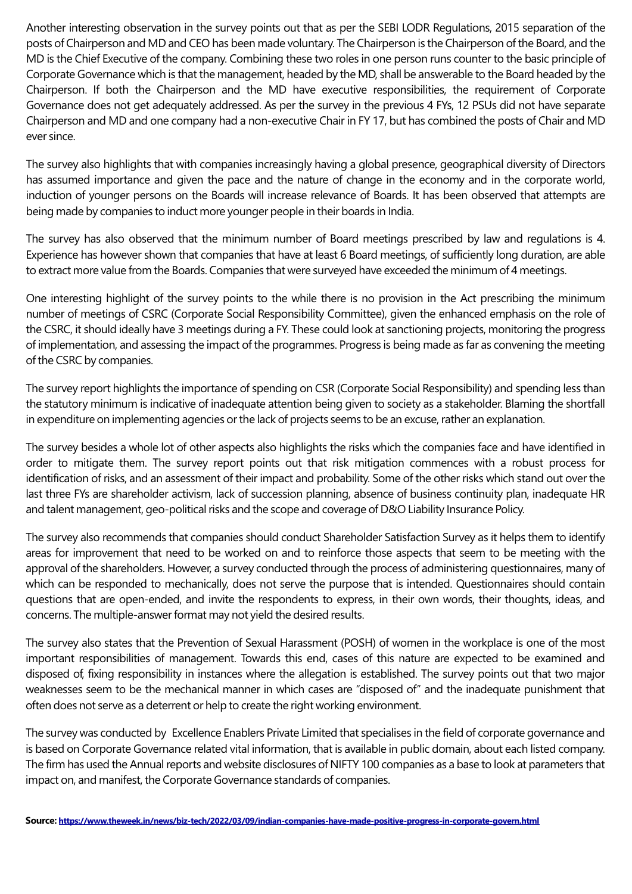Another interesting observation in the survey points out that as per the SEBI LODR Regulations, 2015 separation of the posts of Chairperson and MD and CEO has been made voluntary. The Chairperson is the Chairperson of the Board, and the MD is the Chief Executive of the company. Combining these two roles in one person runs counter to the basic principle of Corporate Governance which is that the management, headed by the MD, shall be answerable to the Board headed by the Chairperson. If both the Chairperson and the MD have executive responsibilities, the requirement of Corporate Governance does not get adequately addressed. As per the survey in the previous 4 FYs, 12 PSUs did not have separate Chairperson and MD and one company had a non-executive Chair in FY 17, but has combined the posts of Chair and MD ever since.

The survey also highlights that with companies increasingly having a global presence, geographical diversity of Directors has assumed importance and given the pace and the nature of change in the economy and in the corporate world, induction of younger persons on the Boards will increase relevance of Boards. It has been observed that attempts are being made by companies to induct more younger people in their boards in India.

The survey has also observed that the minimum number of Board meetings prescribed by law and regulations is 4. Experience has however shown that companies that have at least 6 Board meetings, of sufficiently long duration, are able to extract more value from the Boards. Companies that were surveyed have exceeded the minimum of 4 meetings.

One interesting highlight of the survey points to the while there is no provision in the Act prescribing the minimum number of meetings of CSRC (Corporate Social Responsibility Committee), given the enhanced emphasis on the role of the CSRC, it should ideally have 3 meetings during a FY. These could look at sanctioning projects, monitoring the progress of implementation, and assessing the impact of the programmes. Progress is being made as far as convening the meeting of the CSRC by companies.

The survey report highlights the importance of spending on CSR (Corporate Social Responsibility) and spending less than the statutory minimum is indicative of inadequate attention being given to society as a stakeholder. Blaming the shortfall in expenditure on implementing agencies or the lack of projects seems to be an excuse, rather an explanation.

The survey besides a whole lot of other aspects also highlights the risks which the companies face and have identified in order to mitigate them. The survey report points out that risk mitigation commences with a robust process for identification of risks, and an assessment of their impact and probability. Some of the other risks which stand out over the last three FYs are shareholder activism, lack of succession planning, absence of business continuity plan, inadequate HR and talent management, geo-political risks and the scope and coverage of D&O Liability Insurance Policy.

The survey also recommends that companies should conduct Shareholder Satisfaction Survey as it helps them to identify areas for improvement that need to be worked on and to reinforce those aspects that seem to be meeting with the approval of the shareholders. However, a survey conducted through the process of administering questionnaires, many of which can be responded to mechanically, does not serve the purpose that is intended. Questionnaires should contain questions that are open-ended, and invite the respondents to express, in their own words, their thoughts, ideas, and concerns. The multiple-answer format may not yield the desired results.

The survey also states that the Prevention of Sexual Harassment (POSH) of women in the workplace is one of the most important responsibilities of management. Towards this end, cases of this nature are expected to be examined and disposed of, fixing responsibility in instances where the allegation is established. The survey points out that two major weaknesses seem to be the mechanical manner in which cases are "disposed of" and the inadequate punishment that often does not serve as a deterrent or help to create the right working environment.

The survey was conducted by Excellence Enablers Private Limited that specialises in the field of corporate governance and is based on Corporate Governance related vital information, that is available in public domain, about each listed company. The firm has used the Annual reports and website disclosures of NIFTY 100 companies as a base to look at parameters that impact on, and manifest, the Corporate Governance standards of companies.

**Source:** https://www.theweek.in/news/biz-tech/2022/03/09/indian-companies-have-made-positive-progress-in-corporate-govern.html